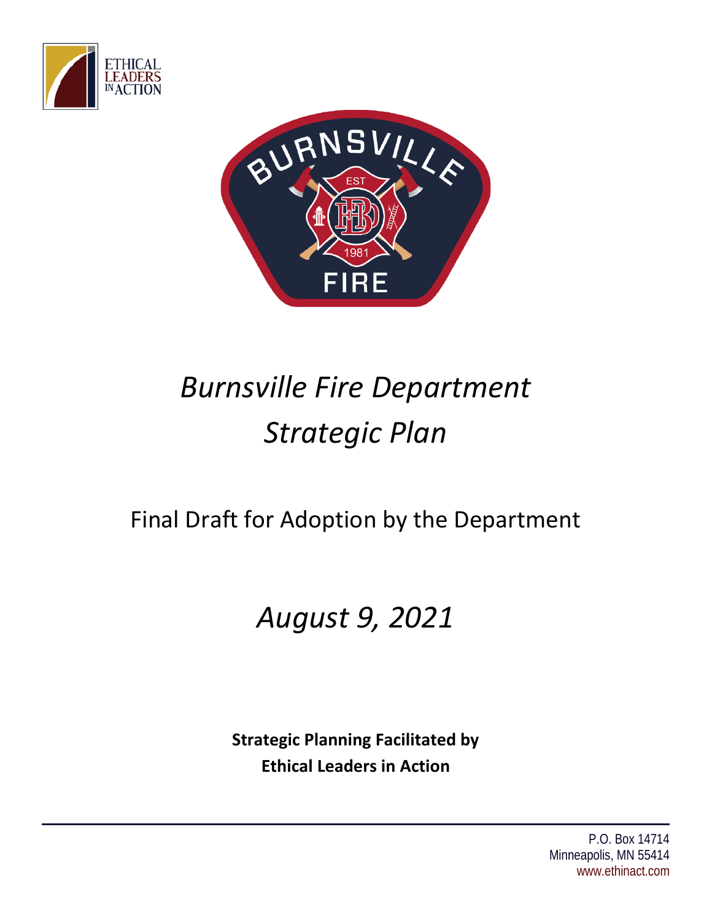# *Burnsville Fire Department Strategic Plan*

Final Draft for Adoption by the Department

*August 9, 2021*

**Strategic Planning Facilitated by**
**Ethical Leaders in Action**

P.O. Box 14714
Minneapolis, MN 55414
www.ethinact.com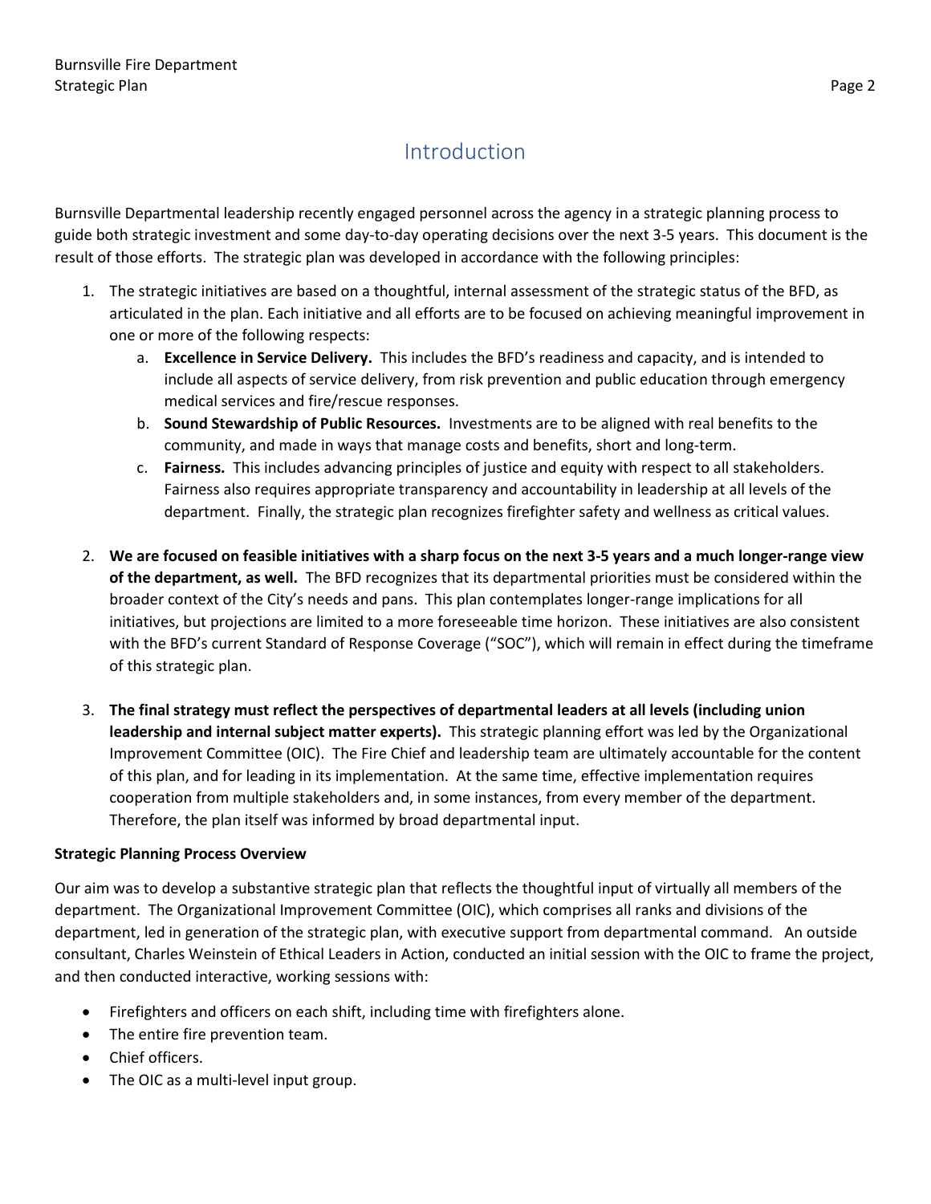# Introduction

Burnsville Departmental leadership recently engaged personnel across the agency in a strategic planning process to guide both strategic investment and some day-to-day operating decisions over the next 3-5 years. This document is the result of those efforts. The strategic plan was developed in accordance with the following principles:

1. The strategic initiatives are based on a thoughtful, internal assessment of the strategic status of the BFD, as articulated in the plan. Each initiative and all efforts are to be focused on achieving meaningful improvement in one or more of the following respects:
   a. **Excellence in Service Delivery.** This includes the BFD's readiness and capacity, and is intended to include all aspects of service delivery, from risk prevention and public education through emergency medical services and fire/rescue responses.
   b. **Sound Stewardship of Public Resources.** Investments are to be aligned with real benefits to the community, and made in ways that manage costs and benefits, short and long-term.
   c. **Fairness.** This includes advancing principles of justice and equity with respect to all stakeholders. Fairness also requires appropriate transparency and accountability in leadership at all levels of the department. Finally, the strategic plan recognizes firefighter safety and wellness as critical values.

2. **We are focused on feasible initiatives with a sharp focus on the next 3-5 years and a much longer-range view of the department, as well.** The BFD recognizes that its departmental priorities must be considered within the broader context of the City's needs and pans. This plan contemplates longer-range implications for all initiatives, but projections are limited to a more foreseeable time horizon. These initiatives are also consistent with the BFD's current Standard of Response Coverage ("SOC"), which will remain in effect during the timeframe of this strategic plan.

3. **The final strategy must reflect the perspectives of departmental leaders at all levels (including union leadership and internal subject matter experts).** This strategic planning effort was led by the Organizational Improvement Committee (OIC). The Fire Chief and leadership team are ultimately accountable for the content of this plan, and for leading in its implementation. At the same time, effective implementation requires cooperation from multiple stakeholders and, in some instances, from every member of the department. Therefore, the plan itself was informed by broad departmental input.

**Strategic Planning Process Overview**

Our aim was to develop a substantive strategic plan that reflects the thoughtful input of virtually all members of the department. The Organizational Improvement Committee (OIC), which comprises all ranks and divisions of the department, led in generation of the strategic plan, with executive support from departmental command. An outside consultant, Charles Weinstein of Ethical Leaders in Action, conducted an initial session with the OIC to frame the project, and then conducted interactive, working sessions with:

- Firefighters and officers on each shift, including time with firefighters alone.
- The entire fire prevention team.
- Chief officers.
- The OIC as a multi-level input group.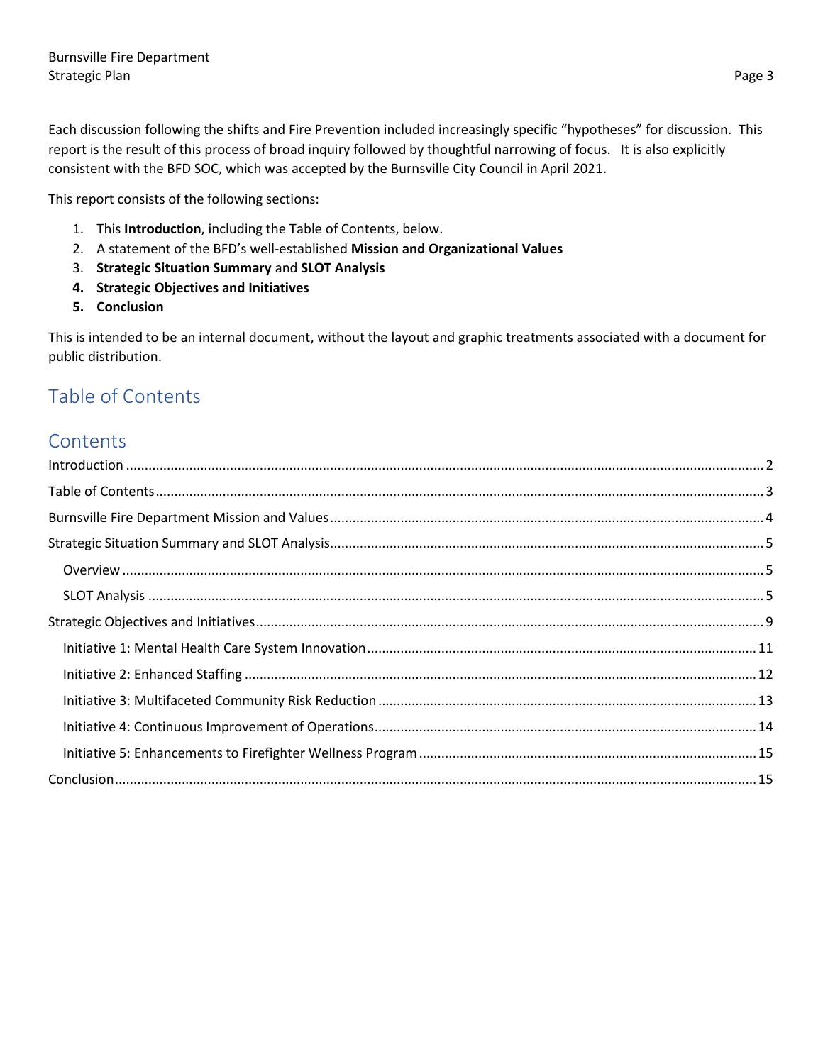Each discussion following the shifts and Fire Prevention included increasingly specific "hypotheses" for discussion. This report is the result of this process of broad inquiry followed by thoughtful narrowing of focus. It is also explicitly consistent with the BFD SOC, which was accepted by the Burnsville City Council in April 2021.

This report consists of the following sections:

1. This **Introduction**, including the Table of Contents, below.
2. A statement of the BFD's well-established **Mission and Organizational Values**
3. **Strategic Situation Summary** and **SLOT Analysis**
4. **Strategic Objectives and Initiatives**
5. **Conclusion**

This is intended to be an internal document, without the layout and graphic treatments associated with a document for public distribution.

# Table of Contents

## Contents

- Introduction ..... 2
- Table of Contents ..... 3
- Burnsville Fire Department Mission and Values ..... 4
- Strategic Situation Summary and SLOT Analysis ..... 5
  - Overview ..... 5
  - SLOT Analysis ..... 5
- Strategic Objectives and Initiatives ..... 9
  - Initiative 1: Mental Health Care System Innovation ..... 11
  - Initiative 2: Enhanced Staffing ..... 12
  - Initiative 3: Multifaceted Community Risk Reduction ..... 13
  - Initiative 4: Continuous Improvement of Operations ..... 14
  - Initiative 5: Enhancements to Firefighter Wellness Program ..... 15
- Conclusion ..... 15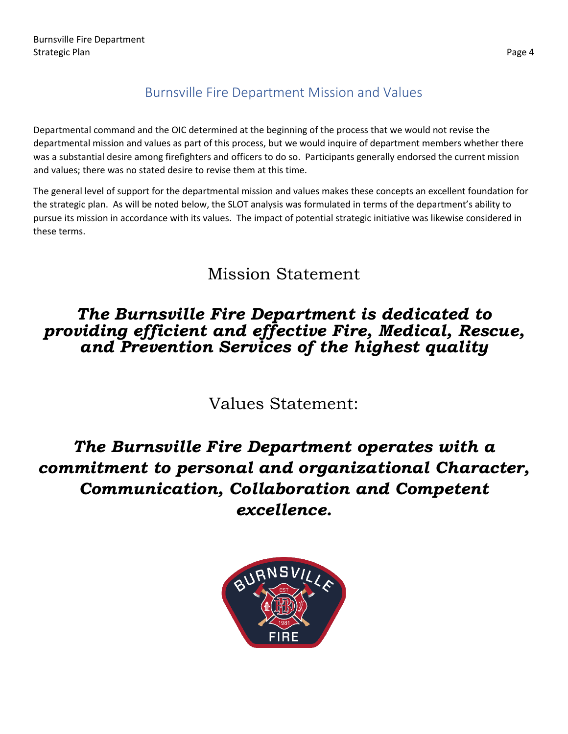## Burnsville Fire Department Mission and Values

Departmental command and the OIC determined at the beginning of the process that we would not revise the departmental mission and values as part of this process, but we would inquire of department members whether there was a substantial desire among firefighters and officers to do so. Participants generally endorsed the current mission and values; there was no stated desire to revise them at this time.

The general level of support for the departmental mission and values makes these concepts an excellent foundation for the strategic plan. As will be noted below, the SLOT analysis was formulated in terms of the department's ability to pursue its mission in accordance with its values. The impact of potential strategic initiative was likewise considered in these terms.

# Mission Statement

***The Burnsville Fire Department is dedicated to providing efficient and effective Fire, Medical, Rescue, and Prevention Services of the highest quality***

# Values Statement:

***The Burnsville Fire Department operates with a commitment to personal and organizational Character, Communication, Collaboration and Competent excellence.***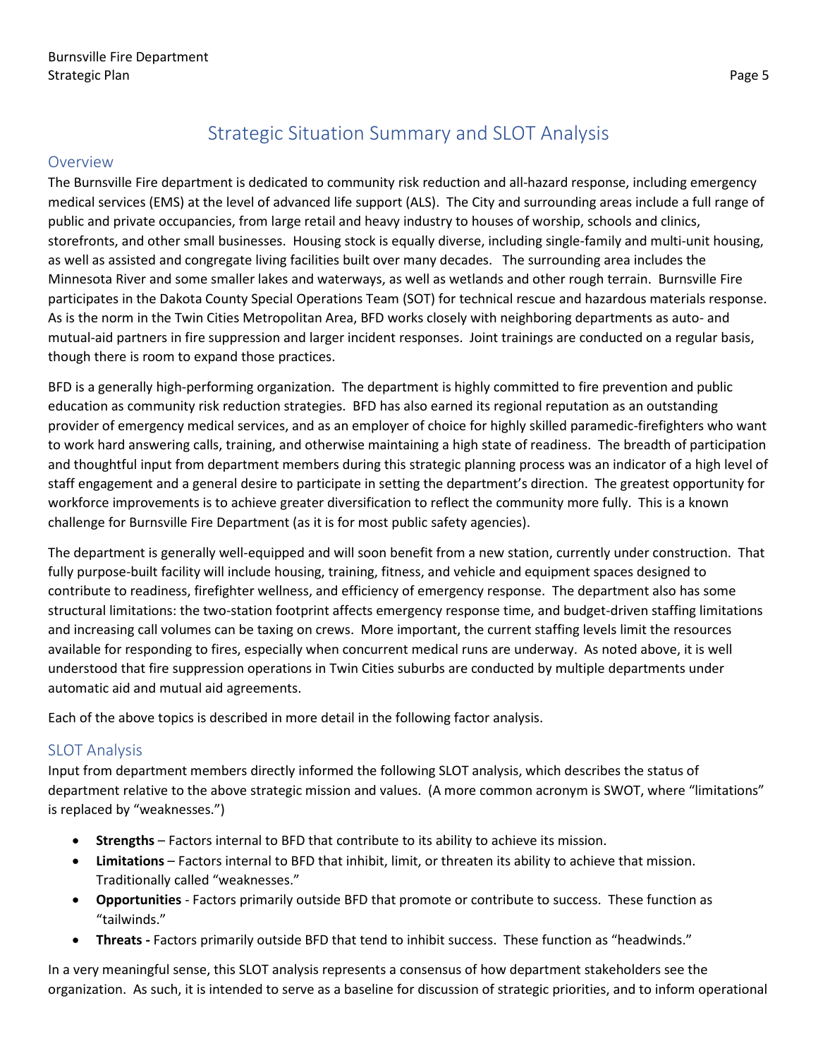# Strategic Situation Summary and SLOT Analysis

## Overview

The Burnsville Fire department is dedicated to community risk reduction and all-hazard response, including emergency medical services (EMS) at the level of advanced life support (ALS). The City and surrounding areas include a full range of public and private occupancies, from large retail and heavy industry to houses of worship, schools and clinics, storefronts, and other small businesses. Housing stock is equally diverse, including single-family and multi-unit housing, as well as assisted and congregate living facilities built over many decades. The surrounding area includes the Minnesota River and some smaller lakes and waterways, as well as wetlands and other rough terrain. Burnsville Fire participates in the Dakota County Special Operations Team (SOT) for technical rescue and hazardous materials response. As is the norm in the Twin Cities Metropolitan Area, BFD works closely with neighboring departments as auto- and mutual-aid partners in fire suppression and larger incident responses. Joint trainings are conducted on a regular basis, though there is room to expand those practices.

BFD is a generally high-performing organization. The department is highly committed to fire prevention and public education as community risk reduction strategies. BFD has also earned its regional reputation as an outstanding provider of emergency medical services, and as an employer of choice for highly skilled paramedic-firefighters who want to work hard answering calls, training, and otherwise maintaining a high state of readiness. The breadth of participation and thoughtful input from department members during this strategic planning process was an indicator of a high level of staff engagement and a general desire to participate in setting the department's direction. The greatest opportunity for workforce improvements is to achieve greater diversification to reflect the community more fully. This is a known challenge for Burnsville Fire Department (as it is for most public safety agencies).

The department is generally well-equipped and will soon benefit from a new station, currently under construction. That fully purpose-built facility will include housing, training, fitness, and vehicle and equipment spaces designed to contribute to readiness, firefighter wellness, and efficiency of emergency response. The department also has some structural limitations: the two-station footprint affects emergency response time, and budget-driven staffing limitations and increasing call volumes can be taxing on crews. More important, the current staffing levels limit the resources available for responding to fires, especially when concurrent medical runs are underway. As noted above, it is well understood that fire suppression operations in Twin Cities suburbs are conducted by multiple departments under automatic aid and mutual aid agreements.

Each of the above topics is described in more detail in the following factor analysis.

## SLOT Analysis

Input from department members directly informed the following SLOT analysis, which describes the status of department relative to the above strategic mission and values. (A more common acronym is SWOT, where "limitations" is replaced by "weaknesses.")

- **Strengths** – Factors internal to BFD that contribute to its ability to achieve its mission.
- **Limitations** – Factors internal to BFD that inhibit, limit, or threaten its ability to achieve that mission. Traditionally called "weaknesses."
- **Opportunities** - Factors primarily outside BFD that promote or contribute to success. These function as "tailwinds."
- **Threats -** Factors primarily outside BFD that tend to inhibit success. These function as "headwinds."

In a very meaningful sense, this SLOT analysis represents a consensus of how department stakeholders see the organization. As such, it is intended to serve as a baseline for discussion of strategic priorities, and to inform operational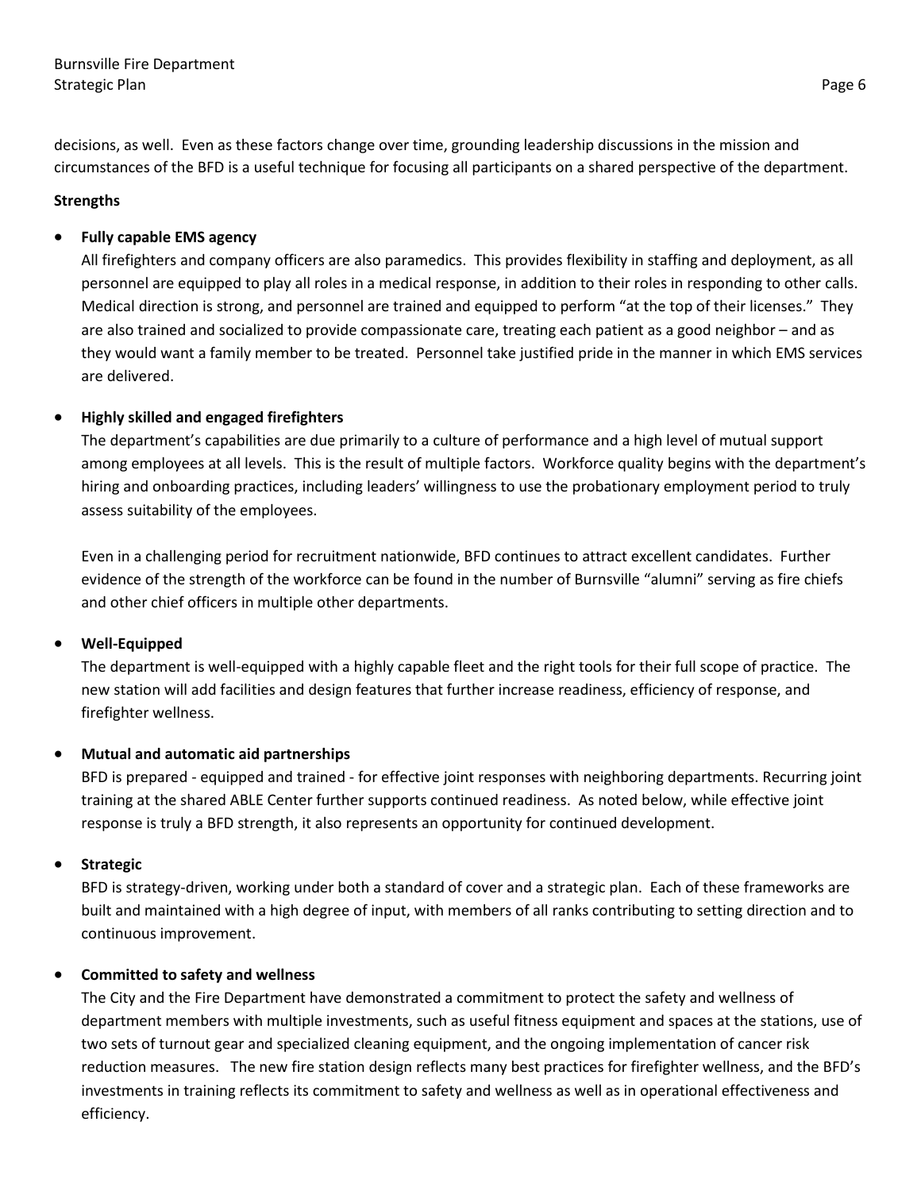decisions, as well. Even as these factors change over time, grounding leadership discussions in the mission and circumstances of the BFD is a useful technique for focusing all participants on a shared perspective of the department.

**Strengths**

- **Fully capable EMS agency**
  All firefighters and company officers are also paramedics. This provides flexibility in staffing and deployment, as all personnel are equipped to play all roles in a medical response, in addition to their roles in responding to other calls. Medical direction is strong, and personnel are trained and equipped to perform "at the top of their licenses." They are also trained and socialized to provide compassionate care, treating each patient as a good neighbor – and as they would want a family member to be treated. Personnel take justified pride in the manner in which EMS services are delivered.

- **Highly skilled and engaged firefighters**
  The department's capabilities are due primarily to a culture of performance and a high level of mutual support among employees at all levels. This is the result of multiple factors. Workforce quality begins with the department's hiring and onboarding practices, including leaders' willingness to use the probationary employment period to truly assess suitability of the employees.

  Even in a challenging period for recruitment nationwide, BFD continues to attract excellent candidates. Further evidence of the strength of the workforce can be found in the number of Burnsville "alumni" serving as fire chiefs and other chief officers in multiple other departments.

- **Well-Equipped**
  The department is well-equipped with a highly capable fleet and the right tools for their full scope of practice. The new station will add facilities and design features that further increase readiness, efficiency of response, and firefighter wellness.

- **Mutual and automatic aid partnerships**
  BFD is prepared - equipped and trained - for effective joint responses with neighboring departments. Recurring joint training at the shared ABLE Center further supports continued readiness. As noted below, while effective joint response is truly a BFD strength, it also represents an opportunity for continued development.

- **Strategic**
  BFD is strategy-driven, working under both a standard of cover and a strategic plan. Each of these frameworks are built and maintained with a high degree of input, with members of all ranks contributing to setting direction and to continuous improvement.

- **Committed to safety and wellness**
  The City and the Fire Department have demonstrated a commitment to protect the safety and wellness of department members with multiple investments, such as useful fitness equipment and spaces at the stations, use of two sets of turnout gear and specialized cleaning equipment, and the ongoing implementation of cancer risk reduction measures. The new fire station design reflects many best practices for firefighter wellness, and the BFD's investments in training reflects its commitment to safety and wellness as well as in operational effectiveness and efficiency.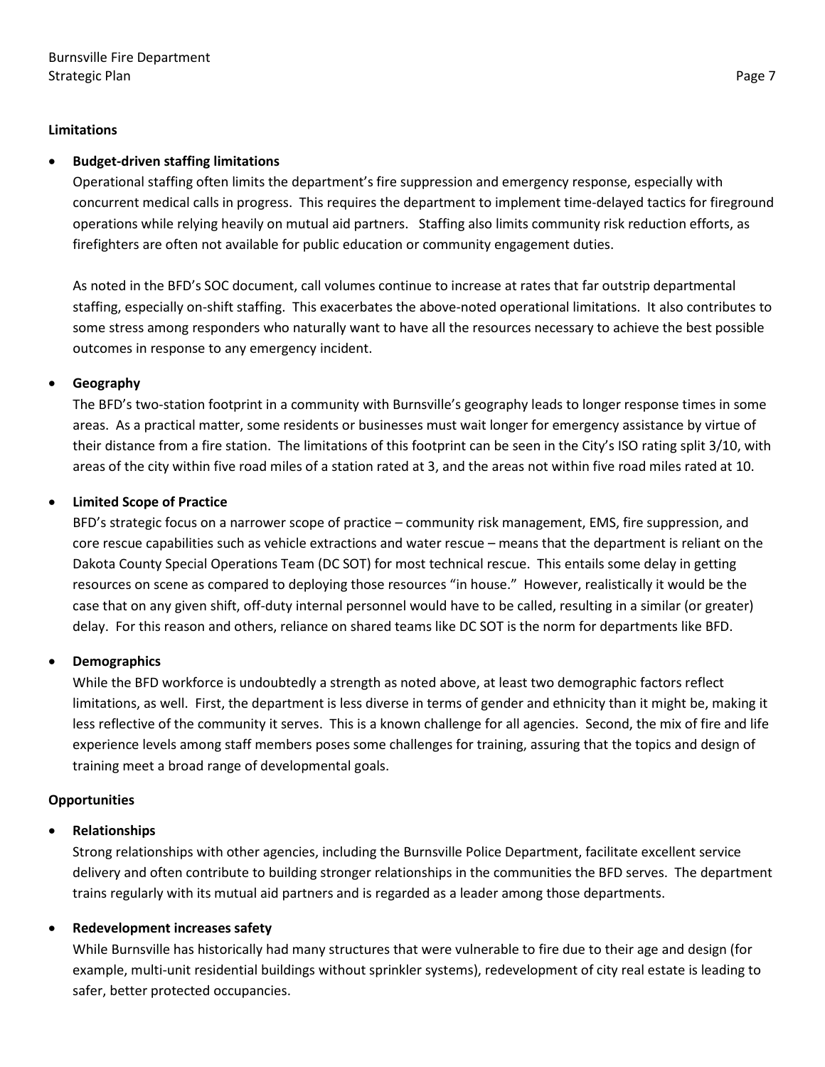**Limitations**

- **Budget-driven staffing limitations**

  Operational staffing often limits the department's fire suppression and emergency response, especially with concurrent medical calls in progress. This requires the department to implement time-delayed tactics for fireground operations while relying heavily on mutual aid partners. Staffing also limits community risk reduction efforts, as firefighters are often not available for public education or community engagement duties.

  As noted in the BFD's SOC document, call volumes continue to increase at rates that far outstrip departmental staffing, especially on-shift staffing. This exacerbates the above-noted operational limitations. It also contributes to some stress among responders who naturally want to have all the resources necessary to achieve the best possible outcomes in response to any emergency incident.

- **Geography**

  The BFD's two-station footprint in a community with Burnsville's geography leads to longer response times in some areas. As a practical matter, some residents or businesses must wait longer for emergency assistance by virtue of their distance from a fire station. The limitations of this footprint can be seen in the City's ISO rating split 3/10, with areas of the city within five road miles of a station rated at 3, and the areas not within five road miles rated at 10.

- **Limited Scope of Practice**

  BFD's strategic focus on a narrower scope of practice – community risk management, EMS, fire suppression, and core rescue capabilities such as vehicle extractions and water rescue – means that the department is reliant on the Dakota County Special Operations Team (DC SOT) for most technical rescue. This entails some delay in getting resources on scene as compared to deploying those resources "in house." However, realistically it would be the case that on any given shift, off-duty internal personnel would have to be called, resulting in a similar (or greater) delay. For this reason and others, reliance on shared teams like DC SOT is the norm for departments like BFD.

- **Demographics**

  While the BFD workforce is undoubtedly a strength as noted above, at least two demographic factors reflect limitations, as well. First, the department is less diverse in terms of gender and ethnicity than it might be, making it less reflective of the community it serves. This is a known challenge for all agencies. Second, the mix of fire and life experience levels among staff members poses some challenges for training, assuring that the topics and design of training meet a broad range of developmental goals.

**Opportunities**

- **Relationships**

  Strong relationships with other agencies, including the Burnsville Police Department, facilitate excellent service delivery and often contribute to building stronger relationships in the communities the BFD serves. The department trains regularly with its mutual aid partners and is regarded as a leader among those departments.

- **Redevelopment increases safety**

  While Burnsville has historically had many structures that were vulnerable to fire due to their age and design (for example, multi-unit residential buildings without sprinkler systems), redevelopment of city real estate is leading to safer, better protected occupancies.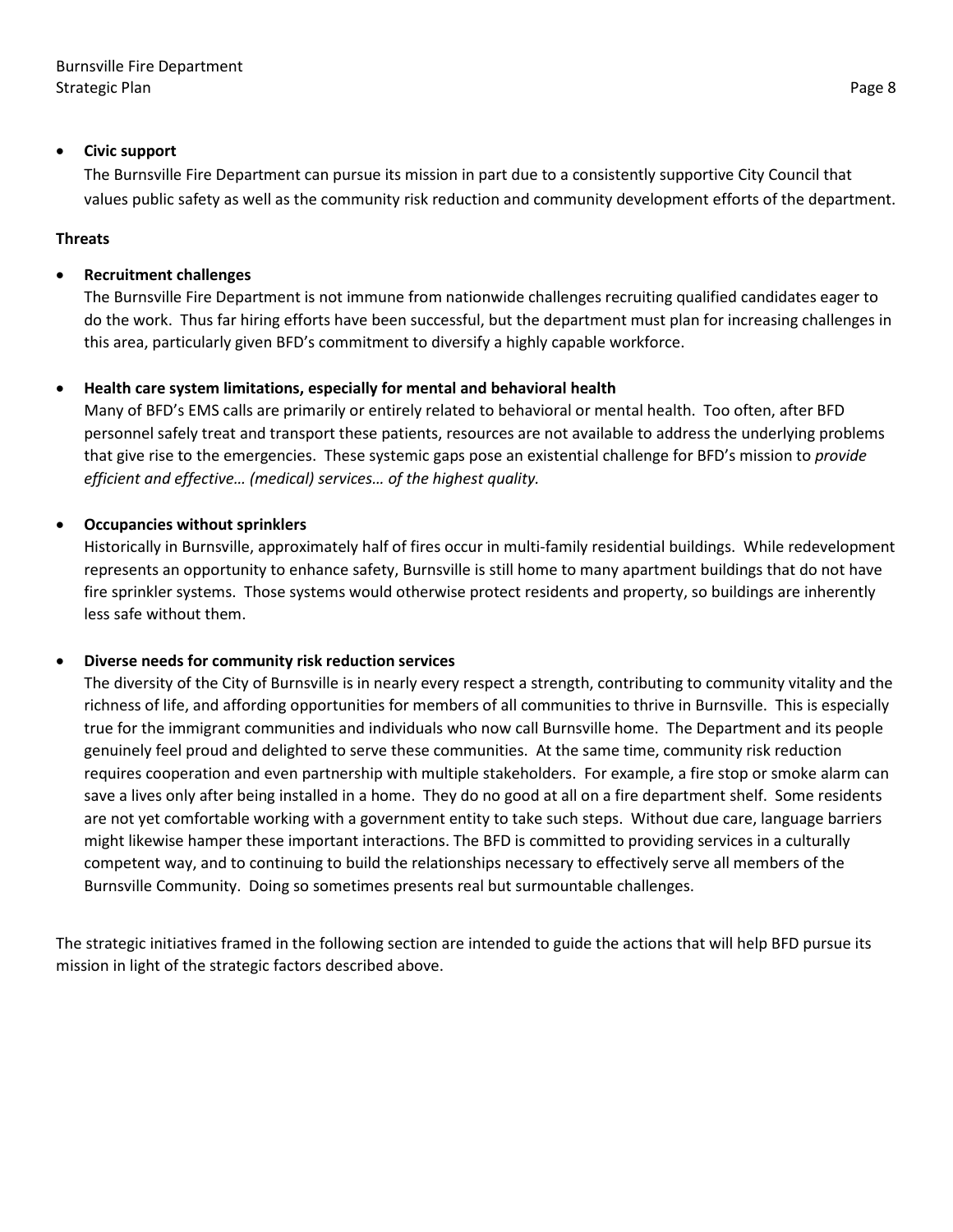- **Civic support**

  The Burnsville Fire Department can pursue its mission in part due to a consistently supportive City Council that values public safety as well as the community risk reduction and community development efforts of the department.

**Threats**

- **Recruitment challenges**

  The Burnsville Fire Department is not immune from nationwide challenges recruiting qualified candidates eager to do the work. Thus far hiring efforts have been successful, but the department must plan for increasing challenges in this area, particularly given BFD's commitment to diversify a highly capable workforce.

- **Health care system limitations, especially for mental and behavioral health**

  Many of BFD's EMS calls are primarily or entirely related to behavioral or mental health. Too often, after BFD personnel safely treat and transport these patients, resources are not available to address the underlying problems that give rise to the emergencies. These systemic gaps pose an existential challenge for BFD's mission to *provide efficient and effective… (medical) services… of the highest quality.*

- **Occupancies without sprinklers**

  Historically in Burnsville, approximately half of fires occur in multi-family residential buildings. While redevelopment represents an opportunity to enhance safety, Burnsville is still home to many apartment buildings that do not have fire sprinkler systems. Those systems would otherwise protect residents and property, so buildings are inherently less safe without them.

- **Diverse needs for community risk reduction services**

  The diversity of the City of Burnsville is in nearly every respect a strength, contributing to community vitality and the richness of life, and affording opportunities for members of all communities to thrive in Burnsville. This is especially true for the immigrant communities and individuals who now call Burnsville home. The Department and its people genuinely feel proud and delighted to serve these communities. At the same time, community risk reduction requires cooperation and even partnership with multiple stakeholders. For example, a fire stop or smoke alarm can save a lives only after being installed in a home. They do no good at all on a fire department shelf. Some residents are not yet comfortable working with a government entity to take such steps. Without due care, language barriers might likewise hamper these important interactions. The BFD is committed to providing services in a culturally competent way, and to continuing to build the relationships necessary to effectively serve all members of the Burnsville Community. Doing so sometimes presents real but surmountable challenges.

The strategic initiatives framed in the following section are intended to guide the actions that will help BFD pursue its mission in light of the strategic factors described above.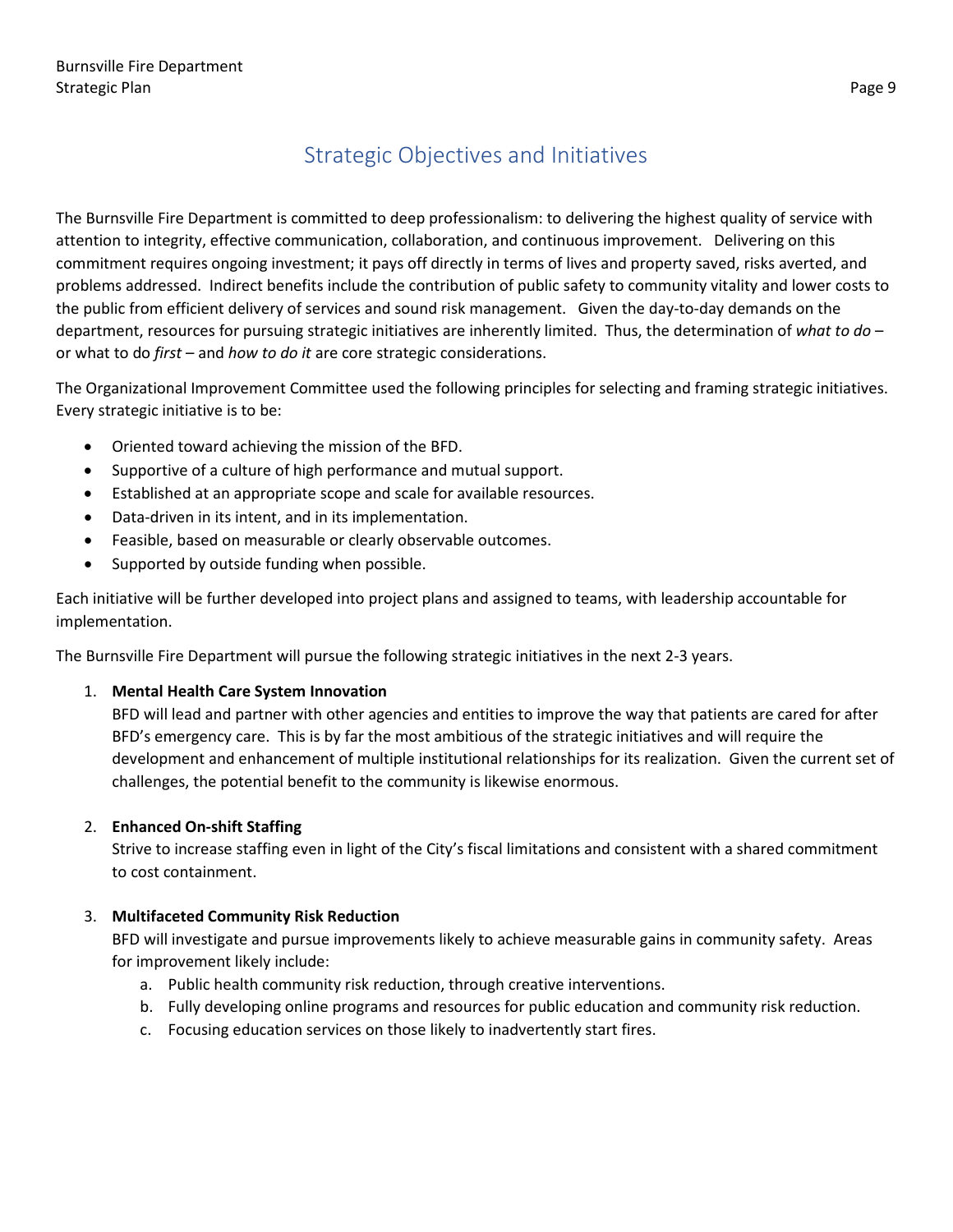# Strategic Objectives and Initiatives

The Burnsville Fire Department is committed to deep professionalism: to delivering the highest quality of service with attention to integrity, effective communication, collaboration, and continuous improvement. Delivering on this commitment requires ongoing investment; it pays off directly in terms of lives and property saved, risks averted, and problems addressed. Indirect benefits include the contribution of public safety to community vitality and lower costs to the public from efficient delivery of services and sound risk management. Given the day-to-day demands on the department, resources for pursuing strategic initiatives are inherently limited. Thus, the determination of *what to do* – or what to do *first* – and *how to do it* are core strategic considerations.

The Organizational Improvement Committee used the following principles for selecting and framing strategic initiatives. Every strategic initiative is to be:

- Oriented toward achieving the mission of the BFD.
- Supportive of a culture of high performance and mutual support.
- Established at an appropriate scope and scale for available resources.
- Data-driven in its intent, and in its implementation.
- Feasible, based on measurable or clearly observable outcomes.
- Supported by outside funding when possible.

Each initiative will be further developed into project plans and assigned to teams, with leadership accountable for implementation.

The Burnsville Fire Department will pursue the following strategic initiatives in the next 2-3 years.

1. **Mental Health Care System Innovation**
   BFD will lead and partner with other agencies and entities to improve the way that patients are cared for after BFD's emergency care. This is by far the most ambitious of the strategic initiatives and will require the development and enhancement of multiple institutional relationships for its realization. Given the current set of challenges, the potential benefit to the community is likewise enormous.

2. **Enhanced On-shift Staffing**
   Strive to increase staffing even in light of the City's fiscal limitations and consistent with a shared commitment to cost containment.

3. **Multifaceted Community Risk Reduction**
   BFD will investigate and pursue improvements likely to achieve measurable gains in community safety. Areas for improvement likely include:
   a. Public health community risk reduction, through creative interventions.
   b. Fully developing online programs and resources for public education and community risk reduction.
   c. Focusing education services on those likely to inadvertently start fires.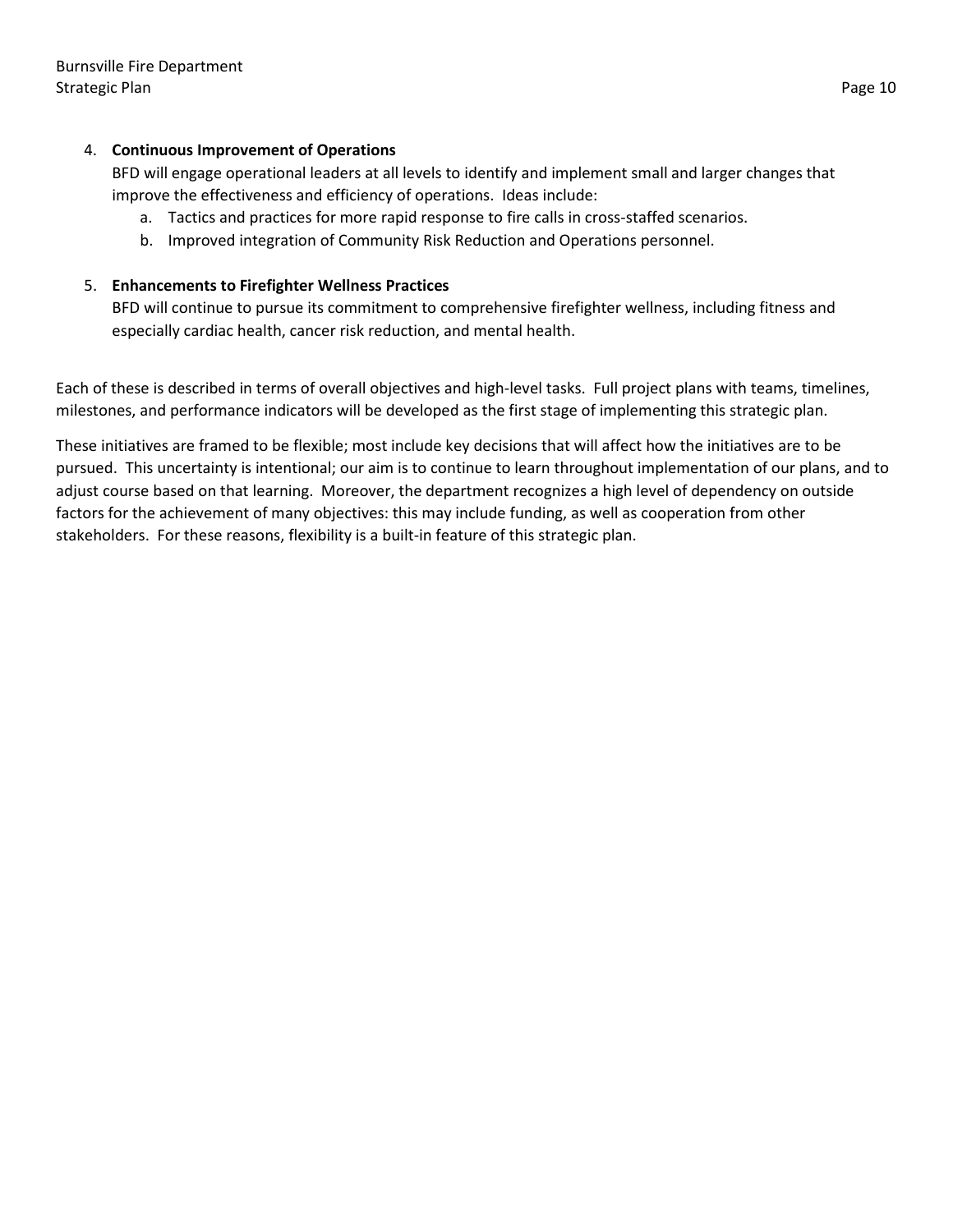4. **Continuous Improvement of Operations**
   BFD will engage operational leaders at all levels to identify and implement small and larger changes that improve the effectiveness and efficiency of operations. Ideas include:
   a. Tactics and practices for more rapid response to fire calls in cross-staffed scenarios.
   b. Improved integration of Community Risk Reduction and Operations personnel.

5. **Enhancements to Firefighter Wellness Practices**
   BFD will continue to pursue its commitment to comprehensive firefighter wellness, including fitness and especially cardiac health, cancer risk reduction, and mental health.

Each of these is described in terms of overall objectives and high-level tasks. Full project plans with teams, timelines, milestones, and performance indicators will be developed as the first stage of implementing this strategic plan.

These initiatives are framed to be flexible; most include key decisions that will affect how the initiatives are to be pursued. This uncertainty is intentional; our aim is to continue to learn throughout implementation of our plans, and to adjust course based on that learning. Moreover, the department recognizes a high level of dependency on outside factors for the achievement of many objectives: this may include funding, as well as cooperation from other stakeholders. For these reasons, flexibility is a built-in feature of this strategic plan.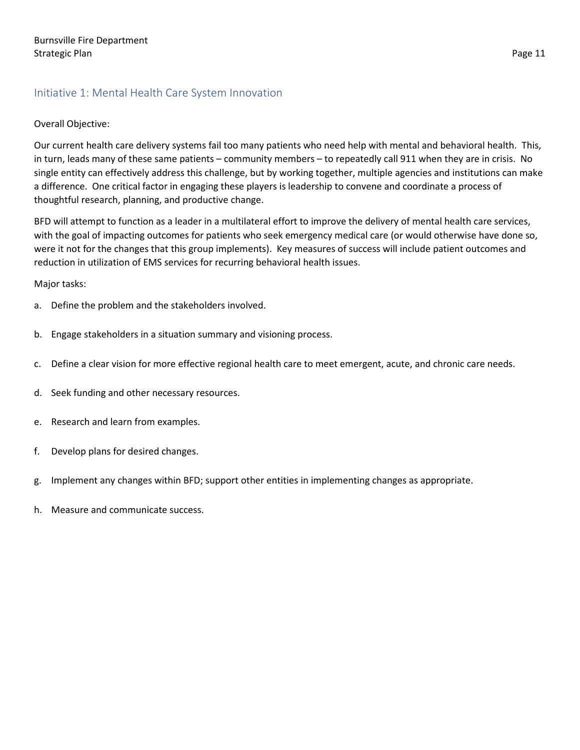## Initiative 1: Mental Health Care System Innovation

Overall Objective:

Our current health care delivery systems fail too many patients who need help with mental and behavioral health. This, in turn, leads many of these same patients – community members – to repeatedly call 911 when they are in crisis. No single entity can effectively address this challenge, but by working together, multiple agencies and institutions can make a difference. One critical factor in engaging these players is leadership to convene and coordinate a process of thoughtful research, planning, and productive change.

BFD will attempt to function as a leader in a multilateral effort to improve the delivery of mental health care services, with the goal of impacting outcomes for patients who seek emergency medical care (or would otherwise have done so, were it not for the changes that this group implements). Key measures of success will include patient outcomes and reduction in utilization of EMS services for recurring behavioral health issues.

Major tasks:

a. Define the problem and the stakeholders involved.

b. Engage stakeholders in a situation summary and visioning process.

c. Define a clear vision for more effective regional health care to meet emergent, acute, and chronic care needs.

d. Seek funding and other necessary resources.

e. Research and learn from examples.

f. Develop plans for desired changes.

g. Implement any changes within BFD; support other entities in implementing changes as appropriate.

h. Measure and communicate success.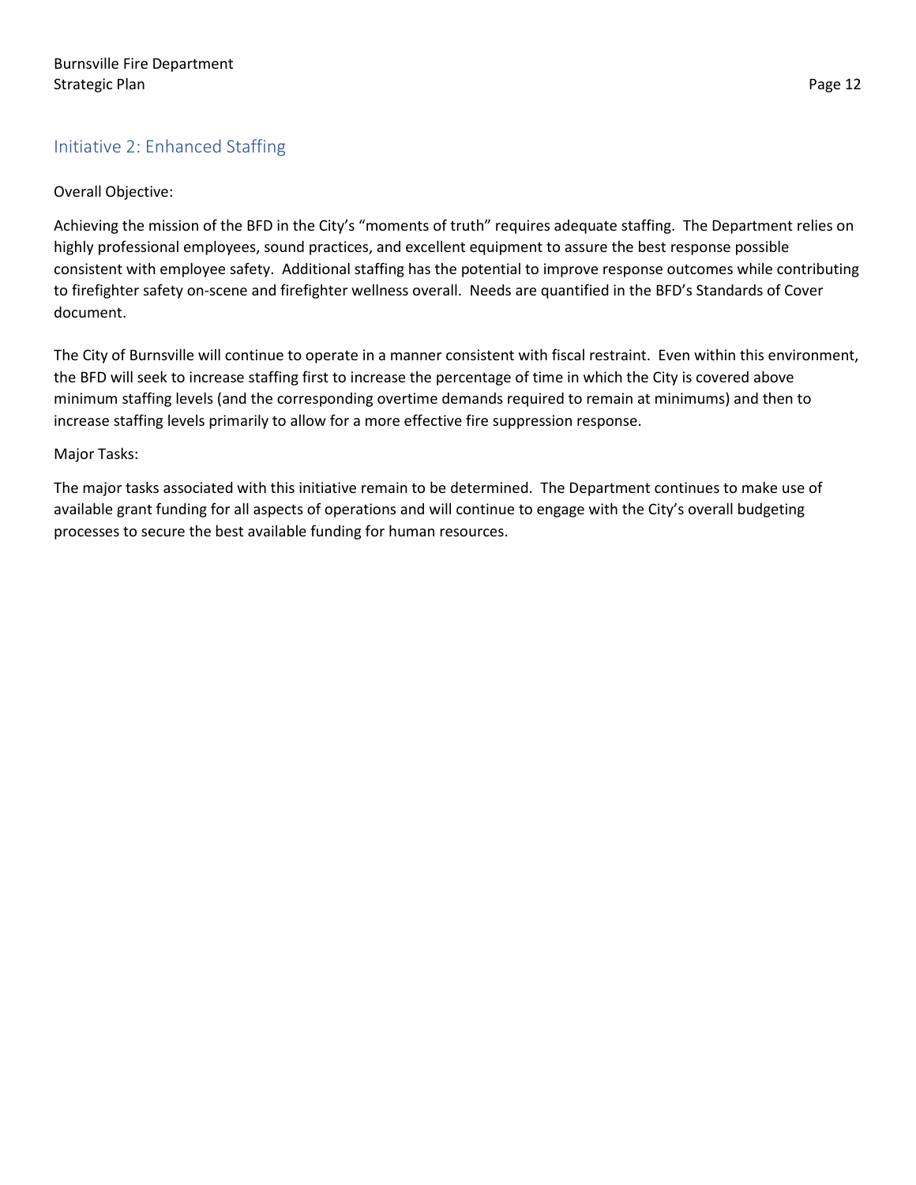## Initiative 2: Enhanced Staffing

Overall Objective:

Achieving the mission of the BFD in the City's "moments of truth" requires adequate staffing. The Department relies on highly professional employees, sound practices, and excellent equipment to assure the best response possible consistent with employee safety. Additional staffing has the potential to improve response outcomes while contributing to firefighter safety on-scene and firefighter wellness overall. Needs are quantified in the BFD's Standards of Cover document.

The City of Burnsville will continue to operate in a manner consistent with fiscal restraint. Even within this environment, the BFD will seek to increase staffing first to increase the percentage of time in which the City is covered above minimum staffing levels (and the corresponding overtime demands required to remain at minimums) and then to increase staffing levels primarily to allow for a more effective fire suppression response.

Major Tasks:

The major tasks associated with this initiative remain to be determined. The Department continues to make use of available grant funding for all aspects of operations and will continue to engage with the City's overall budgeting processes to secure the best available funding for human resources.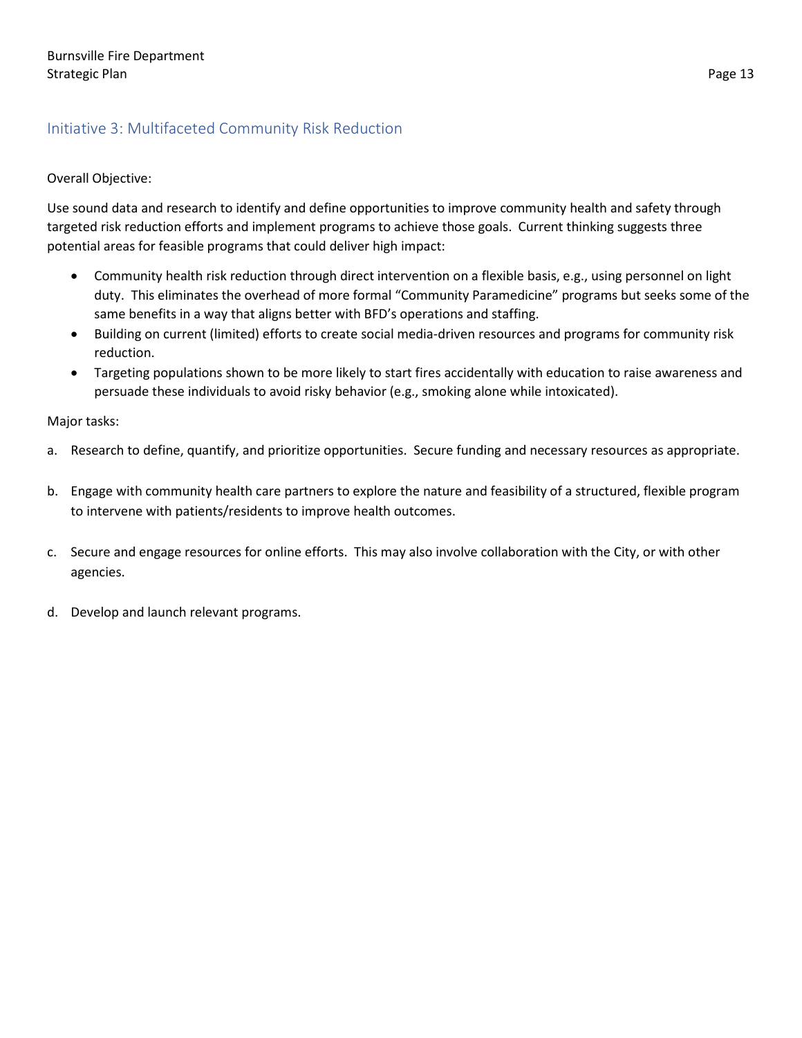## Initiative 3: Multifaceted Community Risk Reduction

Overall Objective:

Use sound data and research to identify and define opportunities to improve community health and safety through targeted risk reduction efforts and implement programs to achieve those goals. Current thinking suggests three potential areas for feasible programs that could deliver high impact:

- Community health risk reduction through direct intervention on a flexible basis, e.g., using personnel on light duty. This eliminates the overhead of more formal "Community Paramedicine" programs but seeks some of the same benefits in a way that aligns better with BFD's operations and staffing.
- Building on current (limited) efforts to create social media-driven resources and programs for community risk reduction.
- Targeting populations shown to be more likely to start fires accidentally with education to raise awareness and persuade these individuals to avoid risky behavior (e.g., smoking alone while intoxicated).

Major tasks:

a. Research to define, quantify, and prioritize opportunities. Secure funding and necessary resources as appropriate.

b. Engage with community health care partners to explore the nature and feasibility of a structured, flexible program to intervene with patients/residents to improve health outcomes.

c. Secure and engage resources for online efforts. This may also involve collaboration with the City, or with other agencies.

d. Develop and launch relevant programs.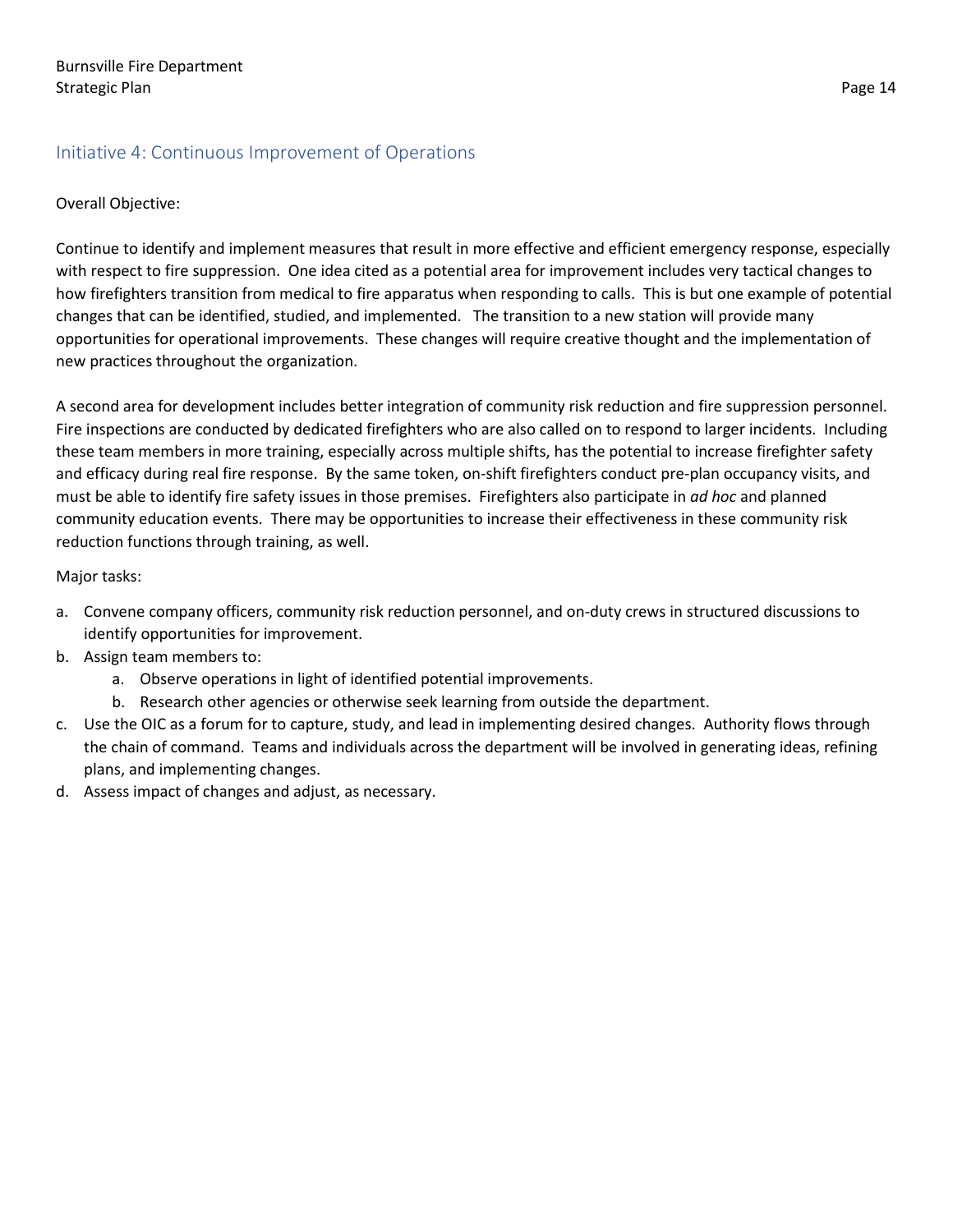## Initiative 4: Continuous Improvement of Operations

Overall Objective:

Continue to identify and implement measures that result in more effective and efficient emergency response, especially with respect to fire suppression. One idea cited as a potential area for improvement includes very tactical changes to how firefighters transition from medical to fire apparatus when responding to calls. This is but one example of potential changes that can be identified, studied, and implemented. The transition to a new station will provide many opportunities for operational improvements. These changes will require creative thought and the implementation of new practices throughout the organization.

A second area for development includes better integration of community risk reduction and fire suppression personnel. Fire inspections are conducted by dedicated firefighters who are also called on to respond to larger incidents. Including these team members in more training, especially across multiple shifts, has the potential to increase firefighter safety and efficacy during real fire response. By the same token, on-shift firefighters conduct pre-plan occupancy visits, and must be able to identify fire safety issues in those premises. Firefighters also participate in *ad hoc* and planned community education events. There may be opportunities to increase their effectiveness in these community risk reduction functions through training, as well.

Major tasks:

a. Convene company officers, community risk reduction personnel, and on-duty crews in structured discussions to identify opportunities for improvement.
b. Assign team members to:
    a. Observe operations in light of identified potential improvements.
    b. Research other agencies or otherwise seek learning from outside the department.
c. Use the OIC as a forum for to capture, study, and lead in implementing desired changes. Authority flows through the chain of command. Teams and individuals across the department will be involved in generating ideas, refining plans, and implementing changes.
d. Assess impact of changes and adjust, as necessary.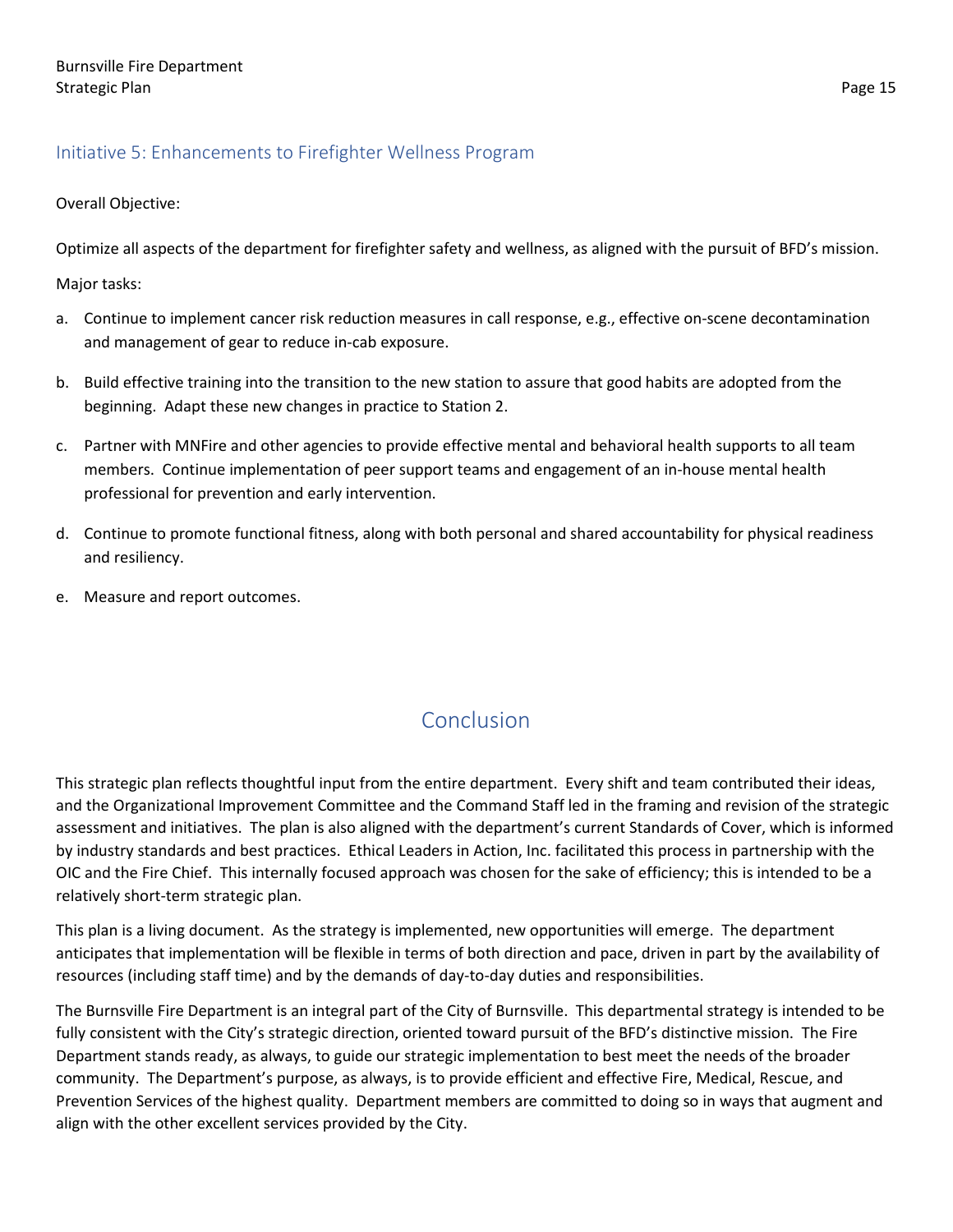### Initiative 5: Enhancements to Firefighter Wellness Program

Overall Objective:

Optimize all aspects of the department for firefighter safety and wellness, as aligned with the pursuit of BFD's mission.

Major tasks:

a. Continue to implement cancer risk reduction measures in call response, e.g., effective on-scene decontamination and management of gear to reduce in-cab exposure.

b. Build effective training into the transition to the new station to assure that good habits are adopted from the beginning. Adapt these new changes in practice to Station 2.

c. Partner with MNFire and other agencies to provide effective mental and behavioral health supports to all team members. Continue implementation of peer support teams and engagement of an in-house mental health professional for prevention and early intervention.

d. Continue to promote functional fitness, along with both personal and shared accountability for physical readiness and resiliency.

e. Measure and report outcomes.

## Conclusion

This strategic plan reflects thoughtful input from the entire department. Every shift and team contributed their ideas, and the Organizational Improvement Committee and the Command Staff led in the framing and revision of the strategic assessment and initiatives. The plan is also aligned with the department's current Standards of Cover, which is informed by industry standards and best practices. Ethical Leaders in Action, Inc. facilitated this process in partnership with the OIC and the Fire Chief. This internally focused approach was chosen for the sake of efficiency; this is intended to be a relatively short-term strategic plan.

This plan is a living document. As the strategy is implemented, new opportunities will emerge. The department anticipates that implementation will be flexible in terms of both direction and pace, driven in part by the availability of resources (including staff time) and by the demands of day-to-day duties and responsibilities.

The Burnsville Fire Department is an integral part of the City of Burnsville. This departmental strategy is intended to be fully consistent with the City's strategic direction, oriented toward pursuit of the BFD's distinctive mission. The Fire Department stands ready, as always, to guide our strategic implementation to best meet the needs of the broader community. The Department's purpose, as always, is to provide efficient and effective Fire, Medical, Rescue, and Prevention Services of the highest quality. Department members are committed to doing so in ways that augment and align with the other excellent services provided by the City.